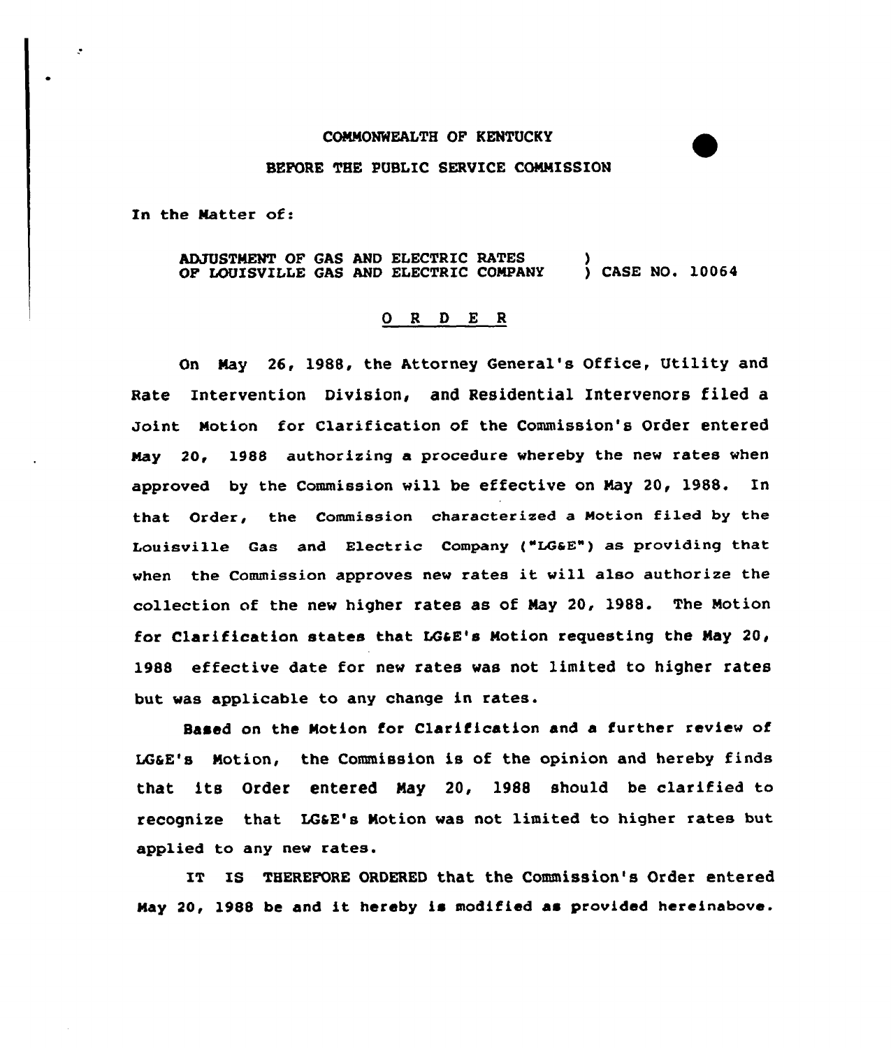COMMONWEALTH OF KENTUCKY

BEFORE THE PUBLIC SERVICE COMMISSION

In the Matter of:

ADJUSTMENT OF GAS AND ELECTRIC RATES OF LOUISVILLE GAS AND ELECTRIC COMPANY ) CASE NO. 10064

O R D E R

On May 26, 1988, the Attorney General's Office, Utility and Rate Intervention Division, and Residential Intervenors filed a Joint Motion for Clarification of the Commission's Order entered May 20, 1988 authorizing a procedure whereby the new rates when approved by the Commission will be effective on May 20, 1988. In that Order, the Commission characterized a Motion filed by the Louisville Gas and Electric Company ("LG&E") as providing that when the Commission approves new rates it will also authorize the collection of the new higher rates as of May 20, 1988. The Motion for Clarification states that LG&E's Motion requesting the May 20, 1988 effective date for new rates was not limited to higher rates but was applicable to any change in rates.

Based on the Motion for Clarification and a further review of LG&E's Motion, the Commission is of the opinion and hereby finds that its Order entered May 20, 1988 should be clarified to recognize that LG&E's Motion was not limited to higher rates but applied to any new rates.

IT IS THEREFORE ORDERED that the Commission's Order entered May 20, 1988 be and it hereby is modified as provided hereinabove.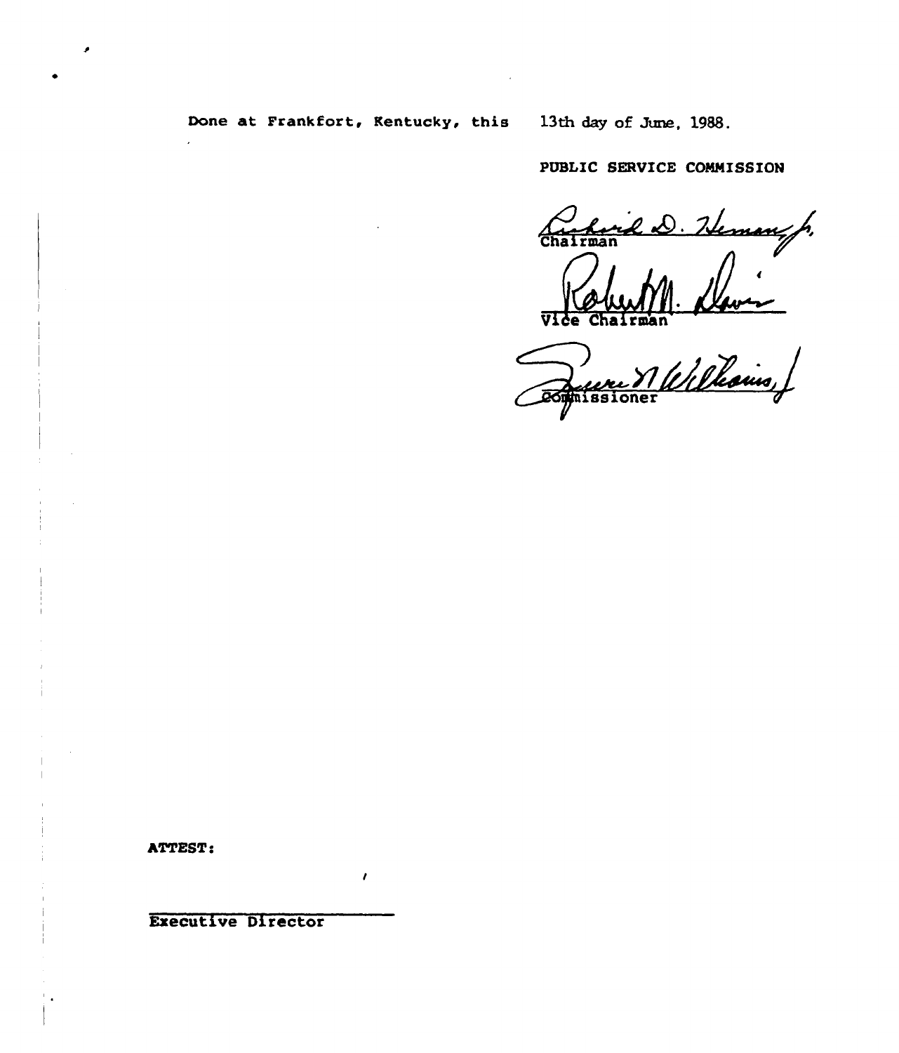Done at Frankfort, Kentucky, this 13th day of June, 1988.

PUBLIC SERVICE COMMISSION

Chairman

Vice Chairman

Commissioner

ATTEST:

Executive Director